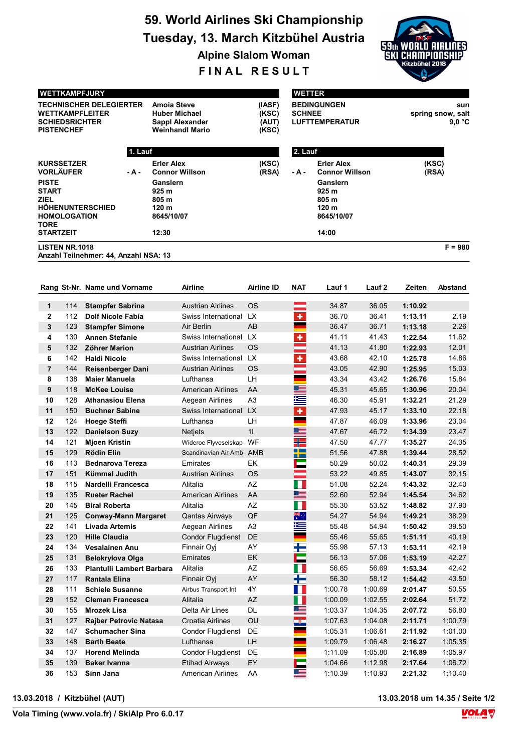# 59. World Airlines Ski Championship

## Tuesday, 13. March Kitzbühel Austria

### Alpine Slalom Woman

### FINAL RESULT

**WETTKAMPFJURY**

| | | |
|---|---|---|
| TECHNISCHER DELEGIERTER | Amoia Steve | (IASF) |
| WETTKAMPFLEITER | Huber Michael | (KSC) |
| SCHIEDSRICHTER | Sappl Alexander | (AUT) |
| PISTENCHEF | Weinhandl Mario | (KSC) |

**WETTER**

| | |
|---|---|
| BEDINGUNGEN | sun |
| SCHNEE | spring snow, salt |
| LUFTTEMPERATUR | 9,0 °C |

| | 1. Lauf | | | 2. Lauf | |
|---|---|---|---|---|---|
| KURSSETZER | Erler Alex | (KSC) | | Erler Alex | (KSC) |
| VORLÄUFER | - A - Connor Willson | (RSA) | - A - | Connor Willson | (RSA) |
| PISTE | Ganslern | | | Ganslern | |
| START | 925 m | | | 925 m | |
| ZIEL | 805 m | | | 805 m | |
| HÖHENUNTERSCHIED | 120 m | | | 120 m | |
| HOMOLOGATION | 8645/10/07 | | | 8645/10/07 | |
| TORE | | | | | |
| STARTZEIT | 12:30 | | | 14:00 | |

LISTEN NR.1018 F = 980

Anzahl Teilnehmer: 44, Anzahl NSA: 13

| Rang | St-Nr. | Name und Vorname | Airline | Airline ID | NAT | Lauf 1 | Lauf 2 | Zeiten | Abstand |
|---|---|---|---|---|---|---|---|---|---|
| 1 | 114 | **Stampfer Sabrina** | Austrian Airlines | OS | | 34.87 | 36.05 | **1:10.92** | |
| 2 | 112 | **Dolf Nicole Fabia** | Swiss International | LX | | 36.70 | 36.41 | **1:13.11** | 2.19 |
| 3 | 123 | **Stampfer Simone** | Air Berlin | AB | | 36.47 | 36.71 | **1:13.18** | 2.26 |
| 4 | 130 | **Annen Stefanie** | Swiss International | LX | | 41.11 | 41.43 | **1:22.54** | 11.62 |
| 5 | 132 | **Zöhrer Marion** | Austrian Airlines | OS | | 41.13 | 41.80 | **1:22.93** | 12.01 |
| 6 | 142 | **Haldi Nicole** | Swiss International | LX | | 43.68 | 42.10 | **1:25.78** | 14.86 |
| 7 | 144 | **Reisenberger Dani** | Austrian Airlines | OS | | 43.05 | 42.90 | **1:25.95** | 15.03 |
| 8 | 138 | **Maier Manuela** | Lufthansa | LH | | 43.34 | 43.42 | **1:26.76** | 15.84 |
| 9 | 118 | **McKee Louise** | American Airlines | AA | | 45.31 | 45.65 | **1:30.96** | 20.04 |
| 10 | 128 | **Athanasiou Elena** | Aegean Airlines | A3 | | 46.30 | 45.91 | **1:32.21** | 21.29 |
| 11 | 150 | **Buchner Sabine** | Swiss International | LX | | 47.93 | 45.17 | **1:33.10** | 22.18 |
| 12 | 124 | **Hoege Steffi** | Lufthansa | LH | | 47.87 | 46.09 | **1:33.96** | 23.04 |
| 13 | 122 | **Danielson Suzy** | Netjets | 1I | | 47.67 | 46.72 | **1:34.39** | 23.47 |
| 14 | 121 | **Mjoen Kristin** | Wideroe Flyveselskap | WF | | 47.50 | 47.77 | **1:35.27** | 24.35 |
| 15 | 129 | **Rödin Elin** | Scandinavian Air Amb | AMB | | 51.56 | 47.88 | **1:39.44** | 28.52 |
| 16 | 113 | **Bednarova Tereza** | Emirates | EK | | 50.29 | 50.02 | **1:40.31** | 29.39 |
| 17 | 151 | **Kümmel Judith** | Austrian Airlines | OS | | 53.22 | 49.85 | **1:43.07** | 32.15 |
| 18 | 115 | **Nardelli Francesca** | Alitalia | AZ | | 51.08 | 52.24 | **1:43.32** | 32.40 |
| 19 | 135 | **Rueter Rachel** | American Airlines | AA | | 52.60 | 52.94 | **1:45.54** | 34.62 |
| 20 | 145 | **Biral Roberta** | Alitalia | AZ | | 55.30 | 53.52 | **1:48.82** | 37.90 |
| 21 | 125 | **Conway-Mann Margaret** | Qantas Airways | QF | | 54.27 | 54.94 | **1:49.21** | 38.29 |
| 22 | 141 | **Livada Artemis** | Aegean Airlines | A3 | | 55.48 | 54.94 | **1:50.42** | 39.50 |
| 23 | 120 | **Hille Claudia** | Condor Flugdienst | DE | | 55.46 | 55.65 | **1:51.11** | 40.19 |
| 24 | 134 | **Vesalainen Anu** | Finnair Oyj | AY | | 55.98 | 57.13 | **1:53.11** | 42.19 |
| 25 | 131 | **Belokrylova Olga** | Emirates | EK | | 56.13 | 57.06 | **1:53.19** | 42.27 |
| 26 | 133 | **Plantulli Lambert Barbara** | Alitalia | AZ | | 56.65 | 56.69 | **1:53.34** | 42.42 |
| 27 | 117 | **Rantala Elina** | Finnair Oyj | AY | | 56.30 | 58.12 | **1:54.42** | 43.50 |
| 28 | 111 | **Schiele Susanne** | Airbus Transport Int | 4Y | | 1:00.78 | 1:00.69 | **2:01.47** | 50.55 |
| 29 | 152 | **Cleman Francesca** | Alitalia | AZ | | 1:00.09 | 1:02.55 | **2:02.64** | 51.72 |
| 30 | 155 | **Mrozek Lisa** | Delta Air Lines | DL | | 1:03.37 | 1:04.35 | **2:07.72** | 56.80 |
| 31 | 127 | **Rajber Petrovic Natasa** | Croatia Airlines | OU | | 1:07.63 | 1:04.08 | **2:11.71** | 1:00.79 |
| 32 | 147 | **Schumacher Sina** | Condor Flugdienst | DE | | 1:05.31 | 1:06.61 | **2:11.92** | 1:01.00 |
| 33 | 148 | **Barth Beate** | Lufthansa | LH | | 1:09.79 | 1:06.48 | **2:16.27** | 1:05.35 |
| 34 | 137 | **Horend Melinda** | Condor Flugdienst | DE | | 1:11.09 | 1:05.80 | **2:16.89** | 1:05.97 |
| 35 | 139 | **Baker Ivanna** | Etihad Airways | EY | | 1:04.66 | 1:12.98 | **2:17.64** | 1:06.72 |
| 36 | 153 | **Sinn Jana** | American Airlines | AA | | 1:10.39 | 1:10.93 | **2:21.32** | 1:10.40 |

13.03.2018 / Kitzbühel (AUT) 13.03.2018 um 14.35

Vola Timing (www.vola.fr) / SkiAlp Pro 6.0.17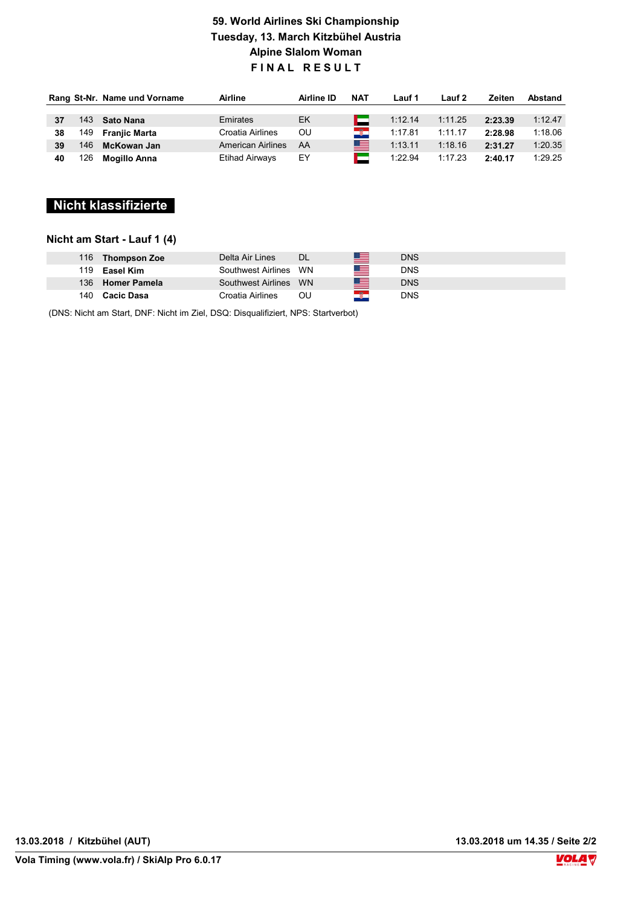# 59. World Airlines Ski Championship
## Tuesday, 13. March Kitzbühel Austria
## Alpine Slalom Woman
## FINAL RESULT

| Rang | St-Nr. | Name und Vorname | Airline | Airline ID | NAT | Lauf 1 | Lauf 2 | Zeiten | Abstand |
|---|---|---|---|---|---|---|---|---|---|
| 37 | 143 | **Sato Nana** | Emirates | EK | | 1:12.14 | 1:11.25 | **2:23.39** | 1:12.47 |
| 38 | 149 | **Franjic Marta** | Croatia Airlines | OU | | 1:17.81 | 1:11.17 | **2:28.98** | 1:18.06 |
| 39 | 146 | **McKowan Jan** | American Airlines | AA | | 1:13.11 | 1:18.16 | **2:31.27** | 1:20.35 |
| 40 | 126 | **Mogillo Anna** | Etihad Airways | EY | | 1:22.94 | 1:17.23 | **2:40.17** | 1:29.25 |

## Nicht klassifizierte

### Nicht am Start - Lauf 1 (4)

| St-Nr. | Name und Vorname | Airline | Airline ID | NAT | Status |
|---|---|---|---|---|---|
| 116 | **Thompson Zoe** | Delta Air Lines | DL | | DNS |
| 119 | **Easel Kim** | Southwest Airlines | WN | | DNS |
| 136 | **Homer Pamela** | Southwest Airlines | WN | | DNS |
| 140 | **Cacic Dasa** | Croatia Airlines | OU | | DNS |

(DNS: Nicht am Start, DNF: Nicht im Ziel, DSQ: Disqualifiziert, NPS: Startverbot)

13.03.2018 / Kitzbühel (AUT)

13.03.2018 um 14.35

Vola Timing (www.vola.fr) / SkiAlp Pro 6.0.17